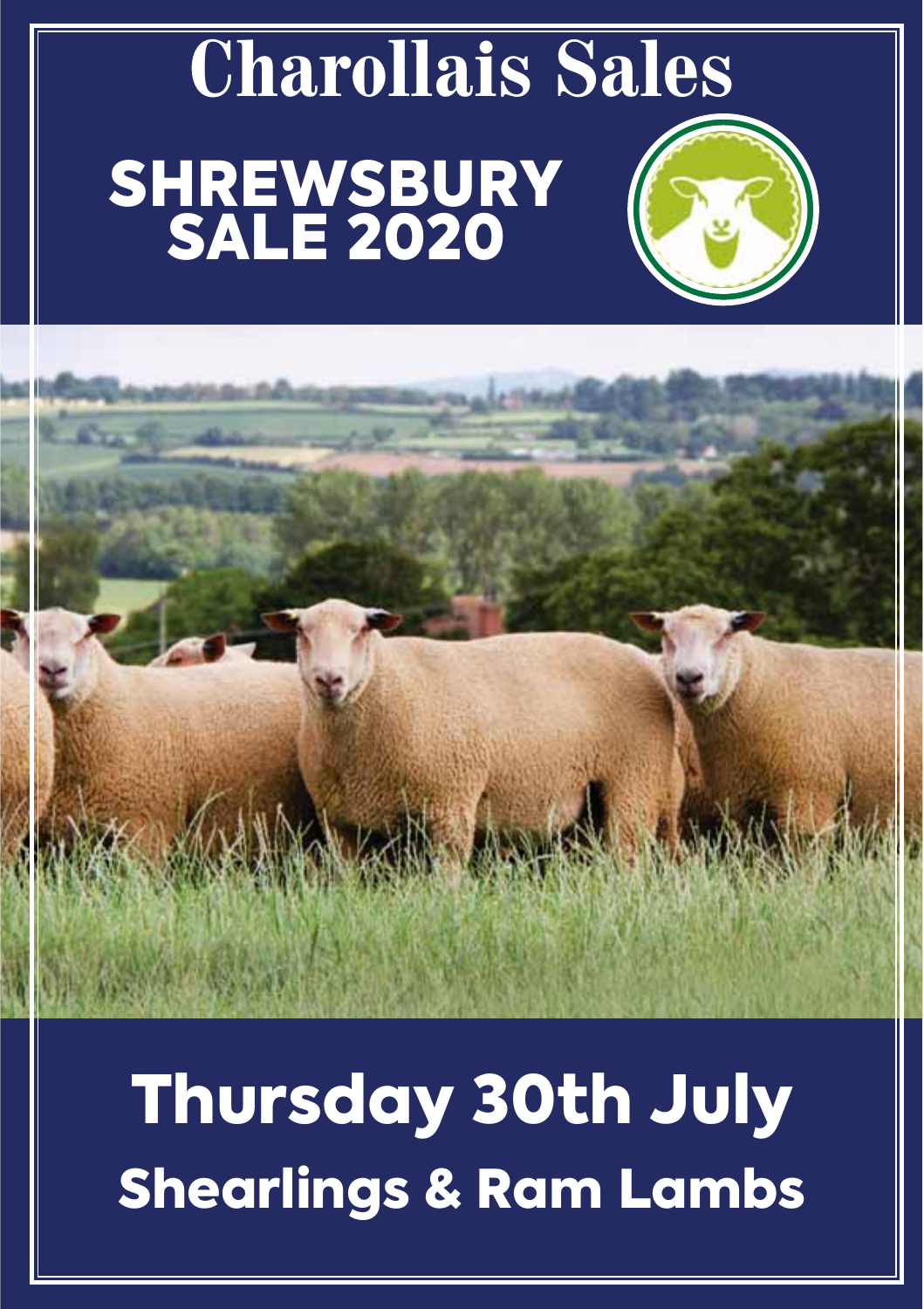# Charollais Sales

## SHREWSBURY SALE 2020

## Thursday 30th July

## Shearlings & Ram Lambs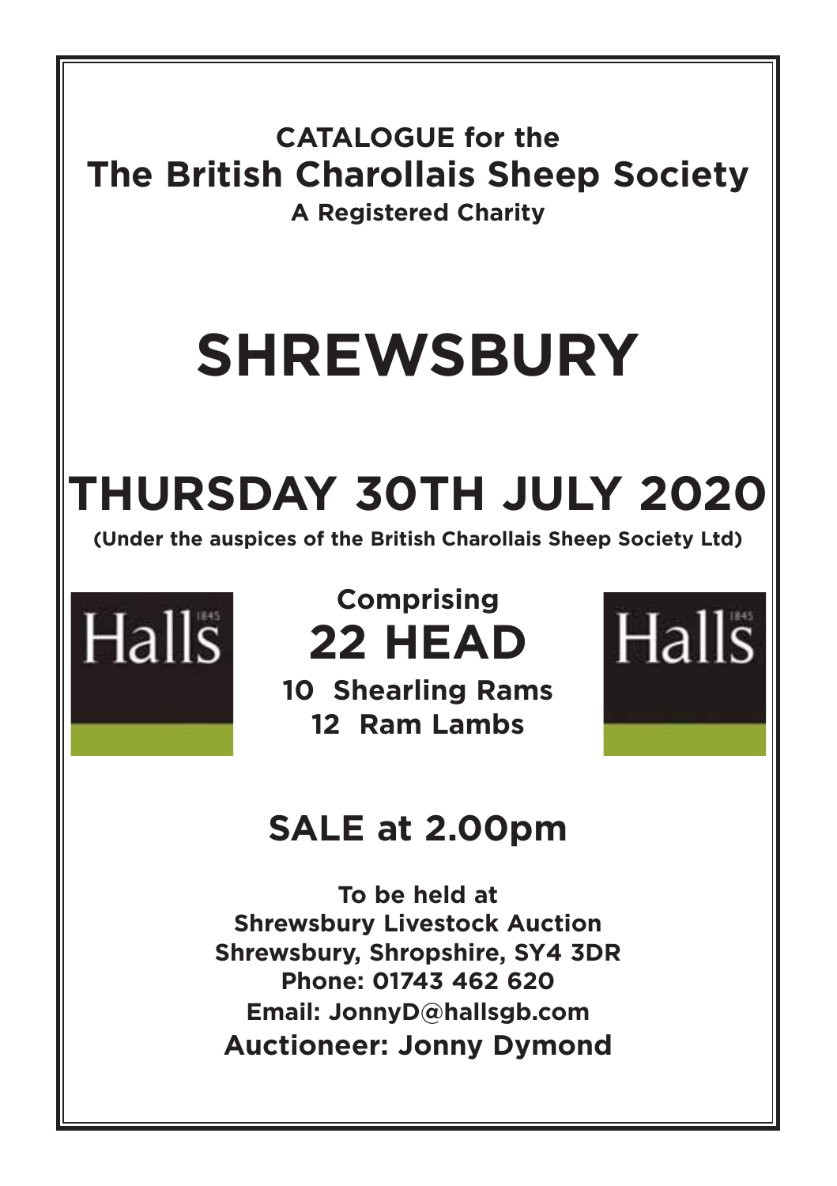**CATALOGUE for the**

# The British Charollais Sheep Society

**A Registered Charity**

# SHREWSBURY

# THURSDAY 30TH JULY 2020

**(Under the auspices of the British Charollais Sheep Society Ltd)**

Halls 1845

**Comprising**

## 22 HEAD

**10 Shearling Rams**
**12 Ram Lambs**

Halls 1845

## SALE at 2.00pm

**To be held at**
**Shrewsbury Livestock Auction**
**Shrewsbury, Shropshire, SY4 3DR**
**Phone: 01743 462 620**
**Email: JonnyD@hallsgb.com**
**Auctioneer: Jonny Dymond**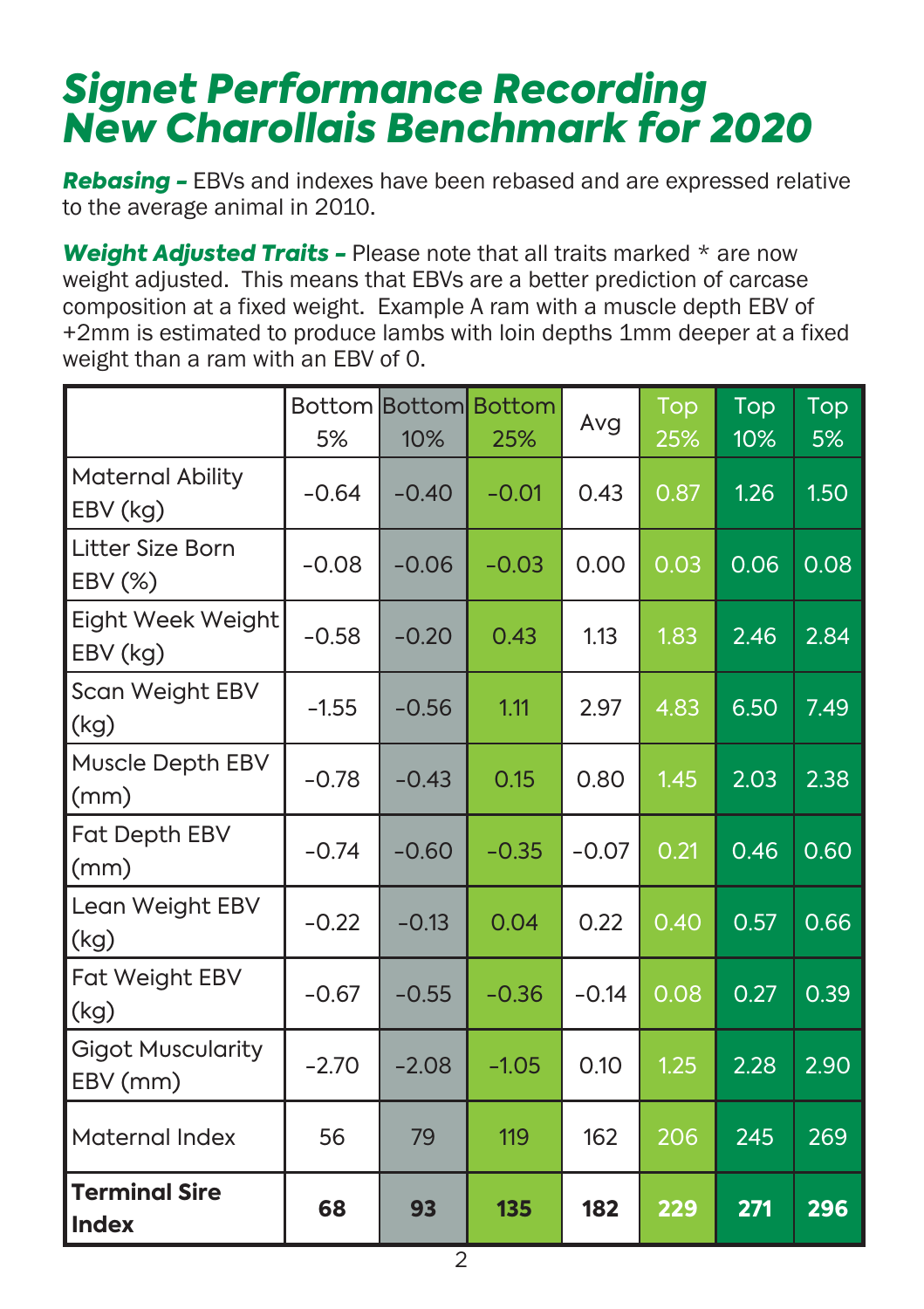# *Signet Performance Recording New Charollais Benchmark for 2020*

***Rebasing –*** EBVs and indexes have been rebased and are expressed relative to the average animal in 2010.

***Weight Adjusted Traits –*** Please note that all traits marked * are now weight adjusted. This means that EBVs are a better prediction of carcase composition at a fixed weight. Example A ram with a muscle depth EBV of +2mm is estimated to produce lambs with loin depths 1mm deeper at a fixed weight than a ram with an EBV of 0.

| | Bottom 5% | Bottom 10% | Bottom 25% | Avg | Top 25% | Top 10% | Top 5% |
|---|---|---|---|---|---|---|---|
| Maternal Ability EBV (kg) | -0.64 | -0.40 | -0.01 | 0.43 | 0.87 | 1.26 | 1.50 |
| Litter Size Born EBV (%) | -0.08 | -0.06 | -0.03 | 0.00 | 0.03 | 0.06 | 0.08 |
| Eight Week Weight EBV (kg) | -0.58 | -0.20 | 0.43 | 1.13 | 1.83 | 2.46 | 2.84 |
| Scan Weight EBV (kg) | -1.55 | -0.56 | 1.11 | 2.97 | 4.83 | 6.50 | 7.49 |
| Muscle Depth EBV (mm) | -0.78 | -0.43 | 0.15 | 0.80 | 1.45 | 2.03 | 2.38 |
| Fat Depth EBV (mm) | -0.74 | -0.60 | -0.35 | -0.07 | 0.21 | 0.46 | 0.60 |
| Lean Weight EBV (kg) | -0.22 | -0.13 | 0.04 | 0.22 | 0.40 | 0.57 | 0.66 |
| Fat Weight EBV (kg) | -0.67 | -0.55 | -0.36 | -0.14 | 0.08 | 0.27 | 0.39 |
| Gigot Muscularity EBV (mm) | -2.70 | -2.08 | -1.05 | 0.10 | 1.25 | 2.28 | 2.90 |
| Maternal Index | 56 | 79 | 119 | 162 | 206 | 245 | 269 |
| **Terminal Sire Index** | **68** | **93** | **135** | **182** | **229** | **271** | **296** |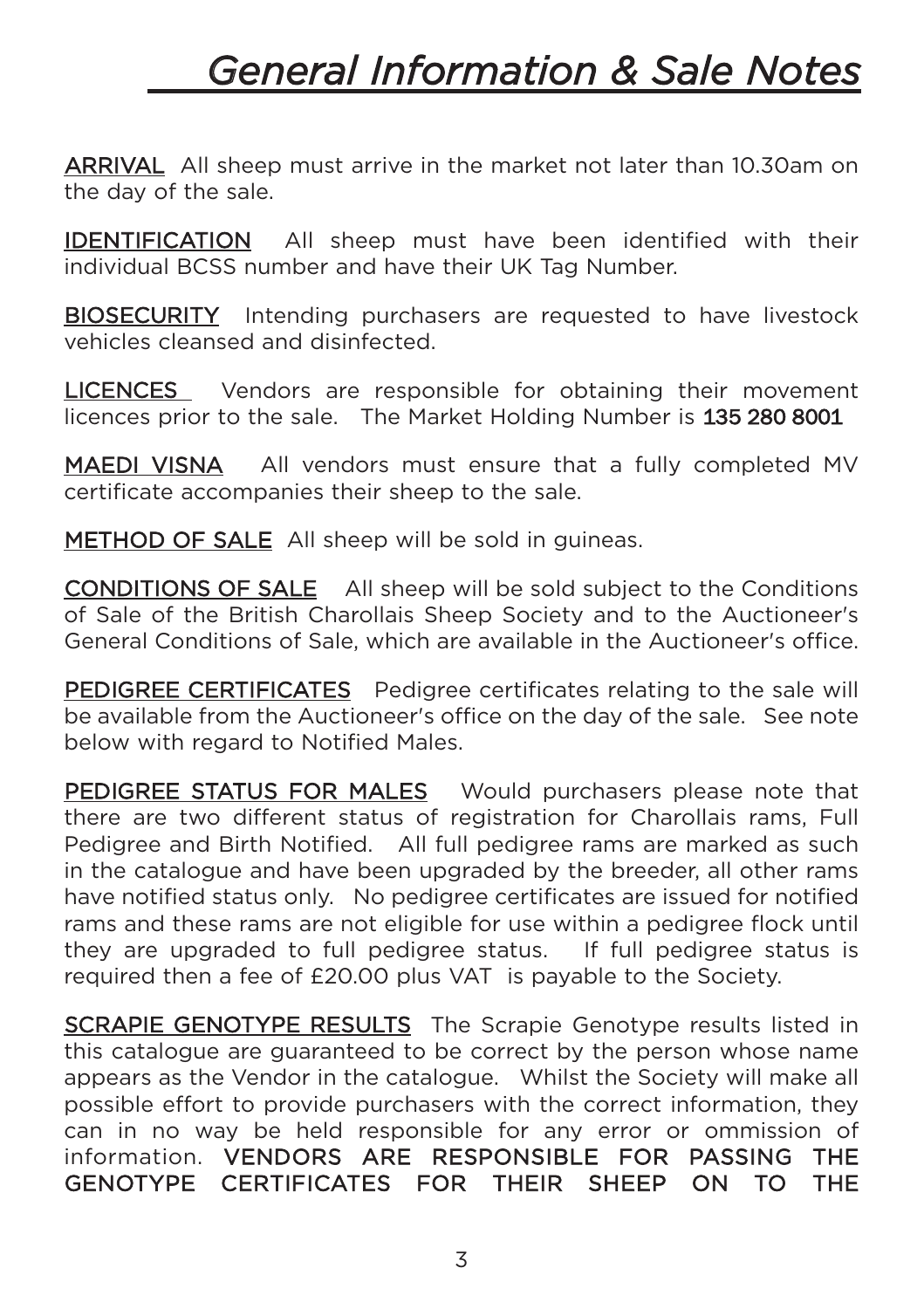# General Information & Sale Notes

**ARRIVAL** All sheep must arrive in the market not later than 10.30am on the day of the sale.

**IDENTIFICATION** All sheep must have been identified with their individual BCSS number and have their UK Tag Number.

**BIOSECURITY** Intending purchasers are requested to have livestock vehicles cleansed and disinfected.

**LICENCES** Vendors are responsible for obtaining their movement licences prior to the sale. The Market Holding Number is **135 280 8001**

**MAEDI VISNA** All vendors must ensure that a fully completed MV certificate accompanies their sheep to the sale.

**METHOD OF SALE** All sheep will be sold in guineas.

**CONDITIONS OF SALE** All sheep will be sold subject to the Conditions of Sale of the British Charollais Sheep Society and to the Auctioneer's General Conditions of Sale, which are available in the Auctioneer's office.

**PEDIGREE CERTIFICATES** Pedigree certificates relating to the sale will be available from the Auctioneer's office on the day of the sale. See note below with regard to Notified Males.

**PEDIGREE STATUS FOR MALES** Would purchasers please note that there are two different status of registration for Charollais rams, Full Pedigree and Birth Notified. All full pedigree rams are marked as such in the catalogue and have been upgraded by the breeder, all other rams have notified status only. No pedigree certificates are issued for notified rams and these rams are not eligible for use within a pedigree flock until they are upgraded to full pedigree status. If full pedigree status is required then a fee of £20.00 plus VAT is payable to the Society.

**SCRAPIE GENOTYPE RESULTS** The Scrapie Genotype results listed in this catalogue are guaranteed to be correct by the person whose name appears as the Vendor in the catalogue. Whilst the Society will make all possible effort to provide purchasers with the correct information, they can in no way be held responsible for any error or ommission of information. **VENDORS ARE RESPONSIBLE FOR PASSING THE GENOTYPE CERTIFICATES FOR THEIR SHEEP ON TO THE**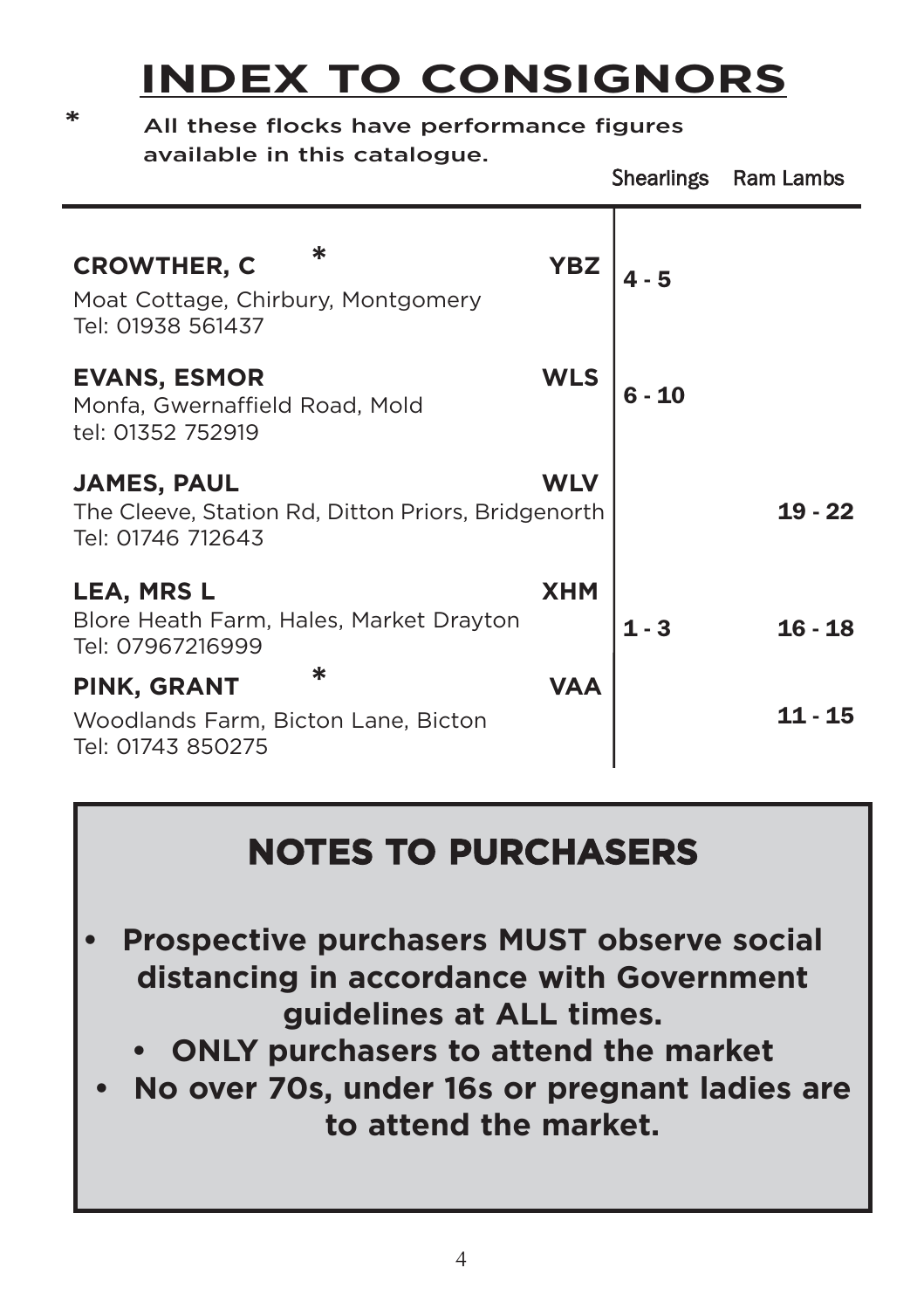# INDEX TO CONSIGNORS

\* All these flocks have performance figures available in this catalogue.

| Consignor | Code | Shearlings | Ram Lambs |
|---|---|---|---|
| **CROWTHER, C** * <br>Moat Cottage, Chirbury, Montgomery<br>Tel: 01938 561437 | **YBZ** | **4 - 5** | |
| **EVANS, ESMOR**<br>Monfa, Gwernaffield Road, Mold<br>tel: 01352 752919 | **WLS** | **6 - 10** | |
| **JAMES, PAUL**<br>The Cleeve, Station Rd, Ditton Priors, Bridgenorth<br>Tel: 01746 712643 | **WLV** | | **19 - 22** |
| **LEA, MRS L**<br>Blore Heath Farm, Hales, Market Drayton<br>Tel: 07967216999 | **XHM** | **1 - 3** | **16 - 18** |
| **PINK, GRANT** * <br>Woodlands Farm, Bicton Lane, Bicton<br>Tel: 01743 850275 | **VAA** | | **11 - 15** |

## NOTES TO PURCHASERS

- **Prospective purchasers MUST observe social distancing in accordance with Government guidelines at ALL times.**
- **ONLY purchasers to attend the market**
- **No over 70s, under 16s or pregnant ladies are to attend the market.**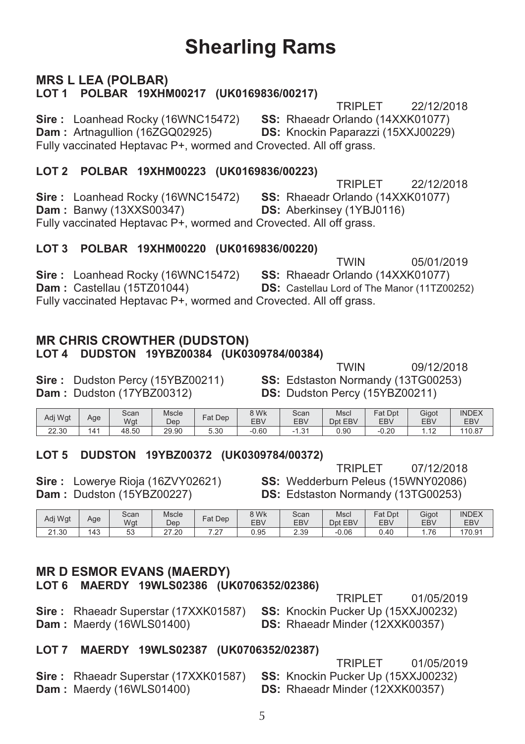# Shearling Rams

## MRS L LEA (POLBAR)

### LOT 1 POLBAR 19XHM00217 (UK0169836/00217)

TRIPLET 22/12/2018

**Sire :** Loanhead Rocky (16WNC15472) **SS:** Rhaeadr Orlando (14XXK01077)
**Dam :** Artnagullion (16ZGQ02925) **DS:** Knockin Paparazzi (15XXJ00229)

Fully vaccinated Heptavac P+, wormed and Crovected. All off grass.

### LOT 2 POLBAR 19XHM00223 (UK0169836/00223)

TRIPLET 22/12/2018

**Sire :** Loanhead Rocky (16WNC15472) **SS:** Rhaeadr Orlando (14XXK01077)
**Dam :** Banwy (13XXS00347) **DS:** Aberkinsey (1YBJ0116)

Fully vaccinated Heptavac P+, wormed and Crovected. All off grass.

### LOT 3 POLBAR 19XHM00220 (UK0169836/00220)

TWIN 05/01/2019

**Sire :** Loanhead Rocky (16WNC15472) **SS:** Rhaeadr Orlando (14XXK01077)
**Dam :** Castellau (15TZ01044) **DS:** Castellau Lord of The Manor (11TZ00252)

Fully vaccinated Heptavac P+, wormed and Crovected. All off grass.

## MR CHRIS CROWTHER (DUDSTON)

### LOT 4 DUDSTON 19YBZ00384 (UK0309784/00384)

TWIN 09/12/2018

**Sire :** Dudston Percy (15YBZ00211) **SS:** Edstaston Normandy (13TG00253)
**Dam :** Dudston (17YBZ00312) **DS:** Dudston Percy (15YBZ00211)

| Adj Wgt | Age | Scan Wgt | Mscle Dep | Fat Dep | 8 Wk EBV | Scan EBV | Mscl Dpt EBV | Fat Dpt EBV | Gigot EBV | INDEX EBV |
|---|---|---|---|---|---|---|---|---|---|---|
| 22.30 | 141 | 48.50 | 29.90 | 5.30 | -0.60 | -1.31 | 0.90 | -0.20 | 1.12 | 110.87 |

### LOT 5 DUDSTON 19YBZ00372 (UK0309784/00372)

TRIPLET 07/12/2018

**Sire :** Lowerye Rioja (16ZVY02621) **SS:** Wedderburn Peleus (15WNY02086)
**Dam :** Dudston (15YBZ00227) **DS:** Edstaston Normandy (13TG00253)

| Adj Wgt | Age | Scan Wgt | Mscle Dep | Fat Dep | 8 Wk EBV | Scan EBV | Mscl Dpt EBV | Fat Dpt EBV | Gigot EBV | INDEX EBV |
|---|---|---|---|---|---|---|---|---|---|---|
| 21.30 | 143 | 53 | 27.20 | 7.27 | 0.95 | 2.39 | -0.06 | 0.40 | 1.76 | 170.91 |

## MR D ESMOR EVANS (MAERDY)

### LOT 6 MAERDY 19WLS02386 (UK0706352/02386)

TRIPLET 01/05/2019

**Sire :** Rhaeadr Superstar (17XXK01587) **SS:** Knockin Pucker Up (15XXJ00232)
**Dam :** Maerdy (16WLS01400) **DS:** Rhaeadr Minder (12XXK00357)

### LOT 7 MAERDY 19WLS02387 (UK0706352/02387)

TRIPLET 01/05/2019

**Sire :** Rhaeadr Superstar (17XXK01587) **SS:** Knockin Pucker Up (15XXJ00232)
**Dam :** Maerdy (16WLS01400) **DS:** Rhaeadr Minder (12XXK00357)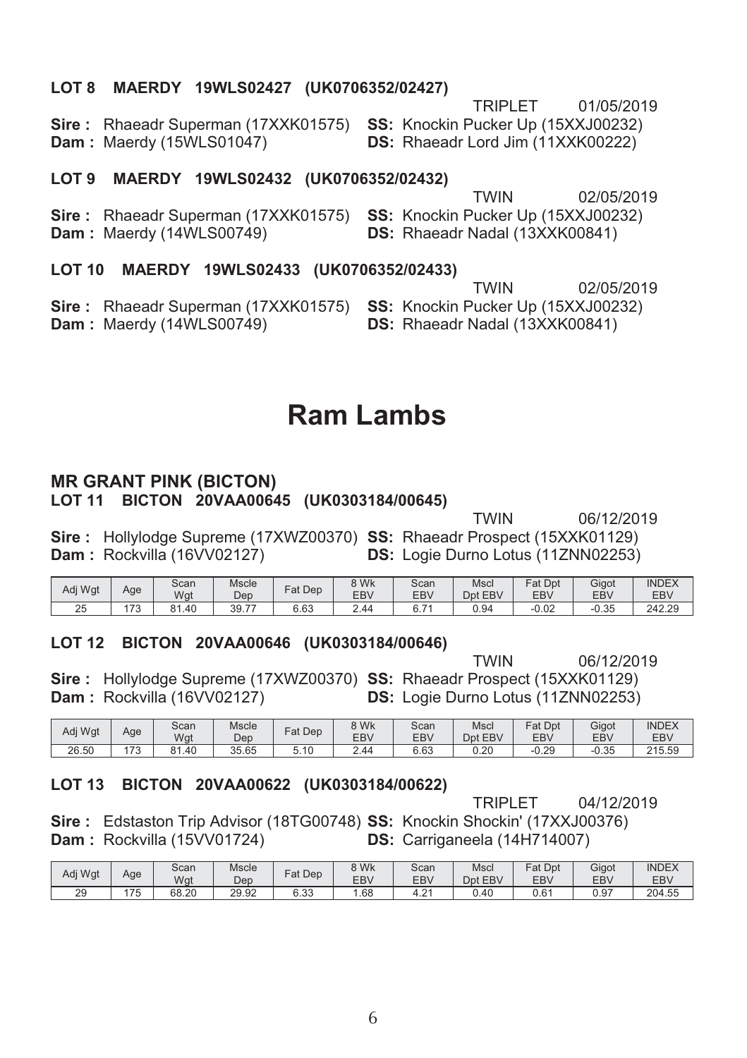**LOT 8 MAERDY 19WLS02427 (UK0706352/02427)**

TRIPLET 01/05/2019

**Sire :** Rhaeadr Superman (17XXK01575) **SS:** Knockin Pucker Up (15XXJ00232)
**Dam :** Maerdy (15WLS01047) **DS:** Rhaeadr Lord Jim (11XXK00222)

**LOT 9 MAERDY 19WLS02432 (UK0706352/02432)**

TWIN 02/05/2019

**Sire :** Rhaeadr Superman (17XXK01575) **SS:** Knockin Pucker Up (15XXJ00232)
**Dam :** Maerdy (14WLS00749) **DS:** Rhaeadr Nadal (13XXK00841)

**LOT 10 MAERDY 19WLS02433 (UK0706352/02433)**

TWIN 02/05/2019

**Sire :** Rhaeadr Superman (17XXK01575) **SS:** Knockin Pucker Up (15XXJ00232)
**Dam :** Maerdy (14WLS00749) **DS:** Rhaeadr Nadal (13XXK00841)

# Ram Lambs

**MR GRANT PINK (BICTON)**
**LOT 11 BICTON 20VAA00645 (UK0303184/00645)**

TWIN 06/12/2019

**Sire :** Hollylodge Supreme (17XWZ00370) **SS:** Rhaeadr Prospect (15XXK01129)
**Dam :** Rockvilla (16VV02127) **DS:** Logie Durno Lotus (11ZNN02253)

| Adj Wgt | Age | Scan Wgt | Mscle Dep | Fat Dep | 8 Wk EBV | Scan EBV | Mscl Dpt EBV | Fat Dpt EBV | Gigot EBV | INDEX EBV |
|---|---|---|---|---|---|---|---|---|---|---|
| 25 | 173 | 81.40 | 39.77 | 6.63 | 2.44 | 6.71 | 0.94 | -0.02 | -0.35 | 242.29 |

**LOT 12 BICTON 20VAA00646 (UK0303184/00646)**

TWIN 06/12/2019

**Sire :** Hollylodge Supreme (17XWZ00370) **SS:** Rhaeadr Prospect (15XXK01129)
**Dam :** Rockvilla (16VV02127) **DS:** Logie Durno Lotus (11ZNN02253)

| Adj Wgt | Age | Scan Wgt | Mscle Dep | Fat Dep | 8 Wk EBV | Scan EBV | Mscl Dpt EBV | Fat Dpt EBV | Gigot EBV | INDEX EBV |
|---|---|---|---|---|---|---|---|---|---|---|
| 26.50 | 173 | 81.40 | 35.65 | 5.10 | 2.44 | 6.63 | 0.20 | -0.29 | -0.35 | 215.59 |

**LOT 13 BICTON 20VAA00622 (UK0303184/00622)**

TRIPLET 04/12/2019

**Sire :** Edstaston Trip Advisor (18TG00748) **SS:** Knockin Shockin' (17XXJ00376)
**Dam :** Rockvilla (15VV01724) **DS:** Carriganeela (14H714007)

| Adj Wgt | Age | Scan Wgt | Mscle Dep | Fat Dep | 8 Wk EBV | Scan EBV | Mscl Dpt EBV | Fat Dpt EBV | Gigot EBV | INDEX EBV |
|---|---|---|---|---|---|---|---|---|---|---|
| 29 | 175 | 68.20 | 29.92 | 6.33 | 1.68 | 4.21 | 0.40 | 0.61 | 0.97 | 204.55 |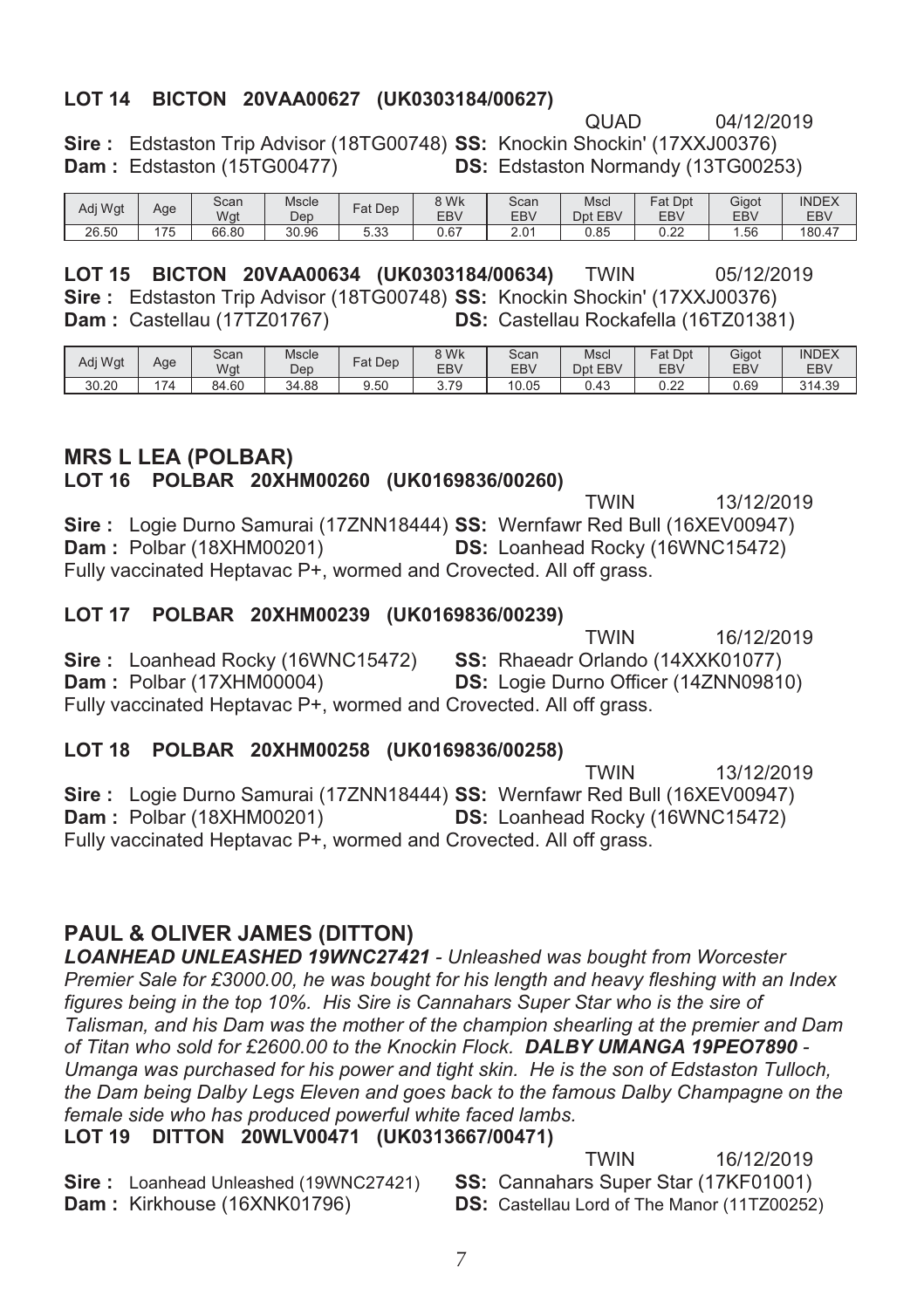**LOT 14 BICTON 20VAA00627 (UK0303184/00627)**

QUAD 04/12/2019

**Sire :** Edstaston Trip Advisor (18TG00748) **SS:** Knockin Shockin' (17XXJ00376)
**Dam :** Edstaston (15TG00477) **DS:** Edstaston Normandy (13TG00253)

| Adj Wgt | Age | Scan Wgt | Mscle Dep | Fat Dep | 8 Wk EBV | Scan EBV | Mscl Dpt EBV | Fat Dpt EBV | Gigot EBV | INDEX EBV |
|---|---|---|---|---|---|---|---|---|---|---|
| 26.50 | 175 | 66.80 | 30.96 | 5.33 | 0.67 | 2.01 | 0.85 | 0.22 | 1.56 | 180.47 |

**LOT 15 BICTON 20VAA00634 (UK0303184/00634)** TWIN 05/12/2019

**Sire :** Edstaston Trip Advisor (18TG00748) **SS:** Knockin Shockin' (17XXJ00376)
**Dam :** Castellau (17TZ01767) **DS:** Castellau Rockafella (16TZ01381)

| Adj Wgt | Age | Scan Wgt | Mscle Dep | Fat Dep | 8 Wk EBV | Scan EBV | Mscl Dpt EBV | Fat Dpt EBV | Gigot EBV | INDEX EBV |
|---|---|---|---|---|---|---|---|---|---|---|
| 30.20 | 174 | 84.60 | 34.88 | 9.50 | 3.79 | 10.05 | 0.43 | 0.22 | 0.69 | 314.39 |

## MRS L LEA (POLBAR)

**LOT 16 POLBAR 20XHM00260 (UK0169836/00260)**

TWIN 13/12/2019

**Sire :** Logie Durno Samurai (17ZNN18444) **SS:** Wernfawr Red Bull (16XEV00947)
**Dam :** Polbar (18XHM00201) **DS:** Loanhead Rocky (16WNC15472)
Fully vaccinated Heptavac P+, wormed and Crovected. All off grass.

**LOT 17 POLBAR 20XHM00239 (UK0169836/00239)**

TWIN 16/12/2019

**Sire :** Loanhead Rocky (16WNC15472) **SS:** Rhaeadr Orlando (14XXK01077)
**Dam :** Polbar (17XHM00004) **DS:** Logie Durno Officer (14ZNN09810)
Fully vaccinated Heptavac P+, wormed and Crovected. All off grass.

**LOT 18 POLBAR 20XHM00258 (UK0169836/00258)**

TWIN 13/12/2019

**Sire :** Logie Durno Samurai (17ZNN18444) **SS:** Wernfawr Red Bull (16XEV00947)
**Dam :** Polbar (18XHM00201) **DS:** Loanhead Rocky (16WNC15472)
Fully vaccinated Heptavac P+, wormed and Crovected. All off grass.

## PAUL & OLIVER JAMES (DITTON)

***LOANHEAD UNLEASHED 19WNC27421*** *- Unleashed was bought from Worcester Premier Sale for £3000.00, he was bought for his length and heavy fleshing with an Index figures being in the top 10%. His Sire is Cannahars Super Star who is the sire of Talisman, and his Dam was the mother of the champion shearling at the premier and Dam of Titan who sold for £2600.00 to the Knockin Flock.* ***DALBY UMANGA 19PEO7890*** *- Umanga was purchased for his power and tight skin. He is the son of Edstaston Tulloch, the Dam being Dalby Legs Eleven and goes back to the famous Dalby Champagne on the female side who has produced powerful white faced lambs.*

**LOT 19 DITTON 20WLV00471 (UK0313667/00471)**

TWIN 16/12/2019

**Sire :** Loanhead Unleashed (19WNC27421) **SS:** Cannahars Super Star (17KF01001)
**Dam :** Kirkhouse (16XNK01796) **DS:** Castellau Lord of The Manor (11TZ00252)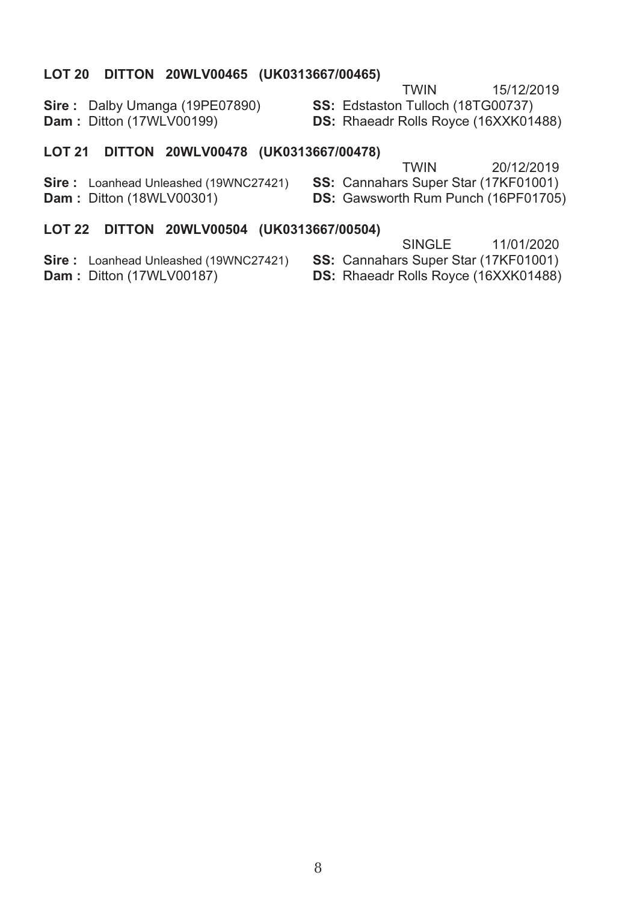**LOT 20 DITTON 20WLV00465 (UK0313667/00465)**

TWIN 15/12/2019

**Sire :** Dalby Umanga (19PE07890)
**Dam :** Ditton (17WLV00199)

**SS:** Edstaston Tulloch (18TG00737)
**DS:** Rhaeadr Rolls Royce (16XXK01488)

**LOT 21 DITTON 20WLV00478 (UK0313667/00478)**

TWIN 20/12/2019

**Sire :** Loanhead Unleashed (19WNC27421)
**Dam :** Ditton (18WLV00301)

**SS:** Cannahars Super Star (17KF01001)
**DS:** Gawsworth Rum Punch (16PF01705)

**LOT 22 DITTON 20WLV00504 (UK0313667/00504)**

SINGLE 11/01/2020

**Sire :** Loanhead Unleashed (19WNC27421)
**Dam :** Ditton (17WLV00187)

**SS:** Cannahars Super Star (17KF01001)
**DS:** Rhaeadr Rolls Royce (16XXK01488)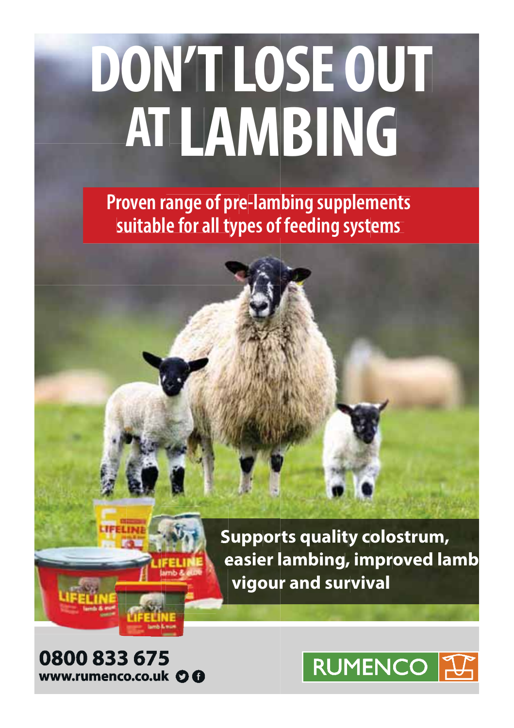# DON'T LOSE OUT AT LAMBING

**Proven range of pre-lambing supplements suitable for all types of feeding systems**

**Supports quality colostrum, easier lambing, improved lamb vigour and survival**

**0800 833 675**
**www.rumenco.co.uk**

RUMENCO